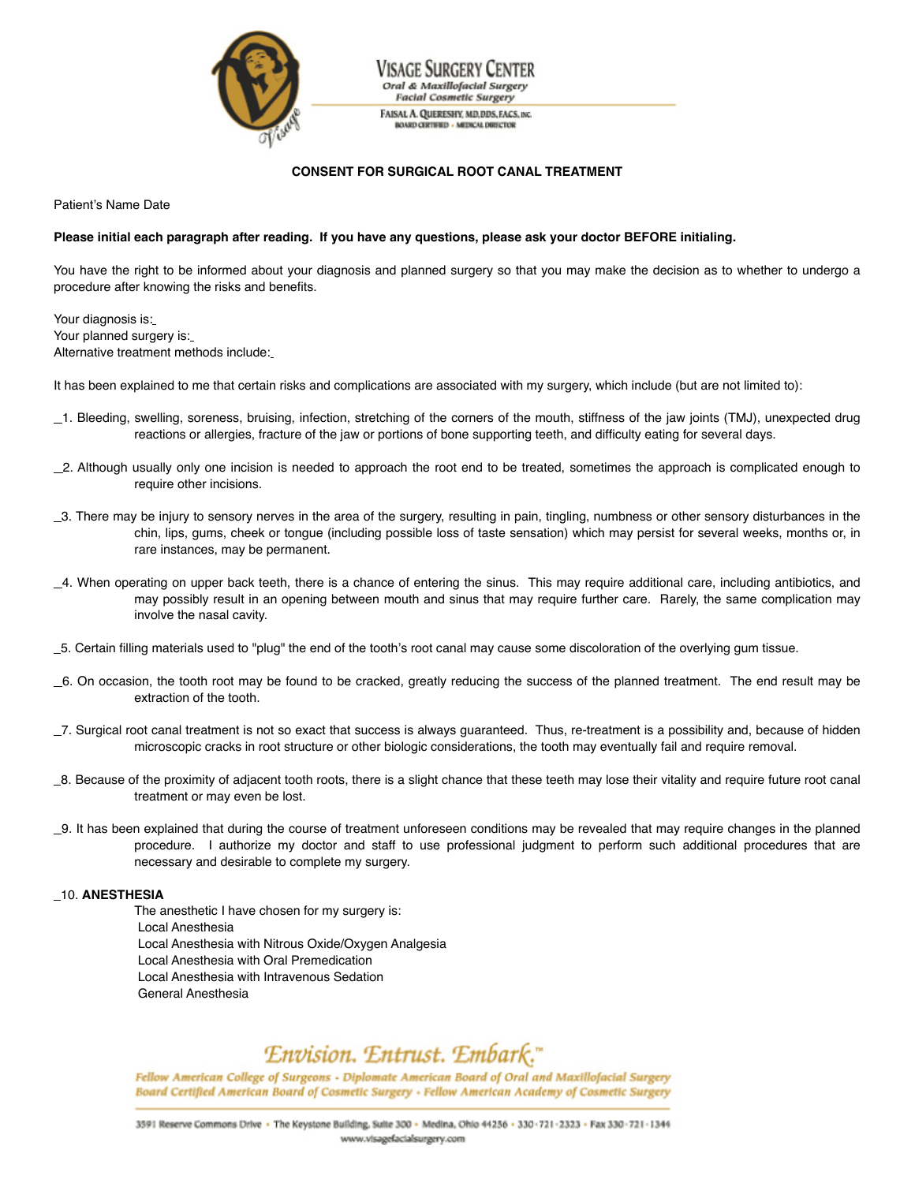# VISAGE SURGERY CENTER

*Oral & Maxillofacial Surgery*
*Facial Cosmetic Surgery*

FAISAL A. QUERESHY, MD, DDS, FACS, INC.
BOARD CERTIFIED • MEDICAL DIRECTOR

## CONSENT FOR SURGICAL ROOT CANAL TREATMENT

Patient's Name Date

**Please initial each paragraph after reading. If you have any questions, please ask your doctor BEFORE initialing.**

You have the right to be informed about your diagnosis and planned surgery so that you may make the decision as to whether to undergo a procedure after knowing the risks and benefits.

Your diagnosis is:
Your planned surgery is:
Alternative treatment methods include:

It has been explained to me that certain risks and complications are associated with my surgery, which include (but are not limited to):

_1. Bleeding, swelling, soreness, bruising, infection, stretching of the corners of the mouth, stiffness of the jaw joints (TMJ), unexpected drug reactions or allergies, fracture of the jaw or portions of bone supporting teeth, and difficulty eating for several days.

_2. Although usually only one incision is needed to approach the root end to be treated, sometimes the approach is complicated enough to require other incisions.

_3. There may be injury to sensory nerves in the area of the surgery, resulting in pain, tingling, numbness or other sensory disturbances in the chin, lips, gums, cheek or tongue (including possible loss of taste sensation) which may persist for several weeks, months or, in rare instances, may be permanent.

_4. When operating on upper back teeth, there is a chance of entering the sinus. This may require additional care, including antibiotics, and may possibly result in an opening between mouth and sinus that may require further care. Rarely, the same complication may involve the nasal cavity.

_5. Certain filling materials used to "plug" the end of the tooth's root canal may cause some discoloration of the overlying gum tissue.

_6. On occasion, the tooth root may be found to be cracked, greatly reducing the success of the planned treatment. The end result may be extraction of the tooth.

_7. Surgical root canal treatment is not so exact that success is always guaranteed. Thus, re-treatment is a possibility and, because of hidden microscopic cracks in root structure or other biologic considerations, the tooth may eventually fail and require removal.

_8. Because of the proximity of adjacent tooth roots, there is a slight chance that these teeth may lose their vitality and require future root canal treatment or may even be lost.

_9. It has been explained that during the course of treatment unforeseen conditions may be revealed that may require changes in the planned procedure. I authorize my doctor and staff to use professional judgment to perform such additional procedures that are necessary and desirable to complete my surgery.

_10. **ANESTHESIA**

The anesthetic I have chosen for my surgery is:
Local Anesthesia
Local Anesthesia with Nitrous Oxide/Oxygen Analgesia
Local Anesthesia with Oral Premedication
Local Anesthesia with Intravenous Sedation
General Anesthesia

*Envision. Entrust. Embark.™*

*Fellow American College of Surgeons • Diplomate American Board of Oral and Maxillofacial Surgery*
*Board Certified American Board of Cosmetic Surgery • Fellow American Academy of Cosmetic Surgery*

3591 Reserve Commons Drive • The Keystone Building, Suite 300 • Medina, Ohio 44256 • 330-721-2323 • Fax 330-721-1344
www.visagefacialsurgery.com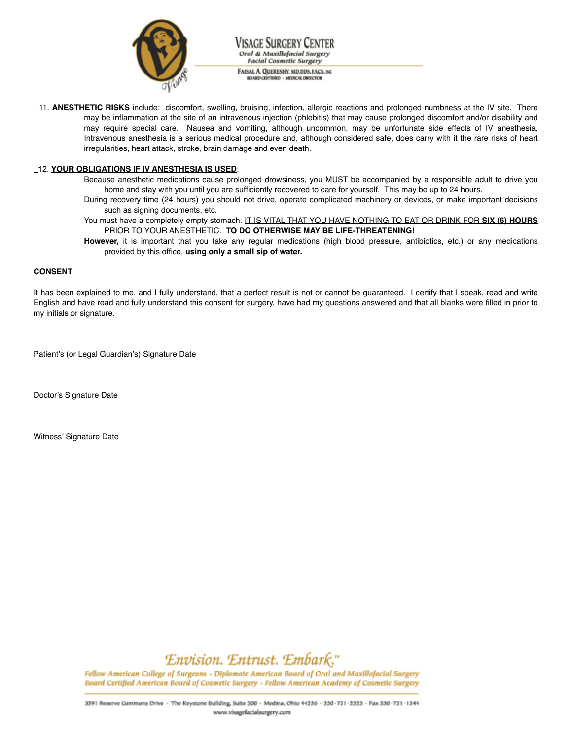_11. **ANESTHETIC RISKS** include: discomfort, swelling, bruising, infection, allergic reactions and prolonged numbness at the IV site. There may be inflammation at the site of an intravenous injection (phlebitis) that may cause prolonged discomfort and/or disability and may require special care. Nausea and vomiting, although uncommon, may be unfortunate side effects of IV anesthesia. Intravenous anesthesia is a serious medical procedure and, although considered safe, does carry with it the rare risks of heart irregularities, heart attack, stroke, brain damage and even death.

_12. **YOUR OBLIGATIONS IF IV ANESTHESIA IS USED**:

Because anesthetic medications cause prolonged drowsiness, you MUST be accompanied by a responsible adult to drive you home and stay with you until you are sufficiently recovered to care for yourself. This may be up to 24 hours.

During recovery time (24 hours) you should not drive, operate complicated machinery or devices, or make important decisions such as signing documents, etc.

You must have a completely empty stomach. IT IS VITAL THAT YOU HAVE NOTHING TO EAT OR DRINK FOR **SIX (6) HOURS** PRIOR TO YOUR ANESTHETIC. **TO DO OTHERWISE MAY BE LIFE-THREATENING!**

**However,** it is important that you take any regular medications (high blood pressure, antibiotics, etc.) or any medications provided by this office, **using only a small sip of water.**

**CONSENT**

It has been explained to me, and I fully understand, that a perfect result is not or cannot be guaranteed. I certify that I speak, read and write English and have read and fully understand this consent for surgery, have had my questions answered and that all blanks were filled in prior to my initials or signature.

Patient's (or Legal Guardian's) Signature Date

Doctor's Signature Date

Witness' Signature Date